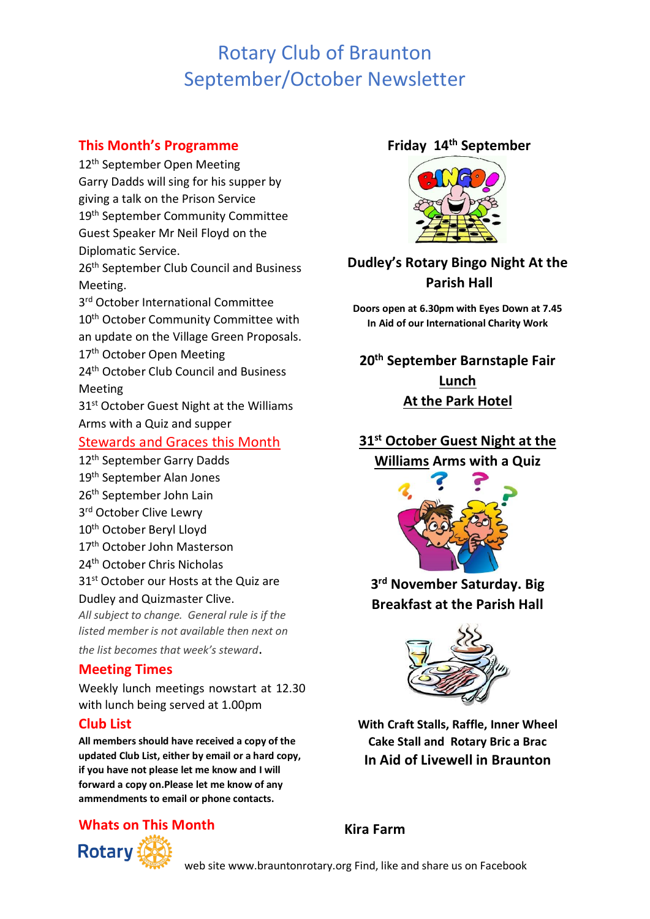# Rotary Club of Braunton
# September/October Newsletter

## This Month's Programme

12th September Open Meeting
Garry Dadds will sing for his supper by giving a talk on the Prison Service
19th September Community Committee
Guest Speaker Mr Neil Floyd on the Diplomatic Service.
26th September Club Council and Business Meeting.
3rd October International Committee
10th October Community Committee with an update on the Village Green Proposals.
17th October Open Meeting
24th October Club Council and Business Meeting
31st October Guest Night at the Williams Arms with a Quiz and supper

## Stewards and Graces this Month

12th September Garry Dadds
19th September Alan Jones
26th September John Lain
3rd October Clive Lewry
10th October Beryl Lloyd
17th October John Masterson
24th October Chris Nicholas
31st October our Hosts at the Quiz are Dudley and Quizmaster Clive.

*All subject to change. General rule is if the listed member is not available then next on the list becomes that week's steward*.

## Meeting Times

Weekly lunch meetings nowstart at 12.30 with lunch being served at 1.00pm

## Club List

**All members should have received a copy of the updated Club List, either by email or a hard copy, if you have not please let me know and I will forward a copy on.Please let me know of any ammendments to email or phone contacts.**

## Whats on This Month

**Friday 14th September**

**Dudley's Rotary Bingo Night At the Parish Hall**

**Doors open at 6.30pm with Eyes Down at 7.45**
**In Aid of our International Charity Work**

**20th September Barnstaple Fair Lunch**
**At the Park Hotel**

**31st October Guest Night at the Williams Arms with a Quiz**

**3rd November Saturday. Big Breakfast at the Parish Hall**

**With Craft Stalls, Raffle, Inner Wheel Cake Stall and Rotary Bric a Brac**
**In Aid of Livewell in Braunton**

**Kira Farm**

web site www.brauntonrotary.org Find, like and share us on Facebook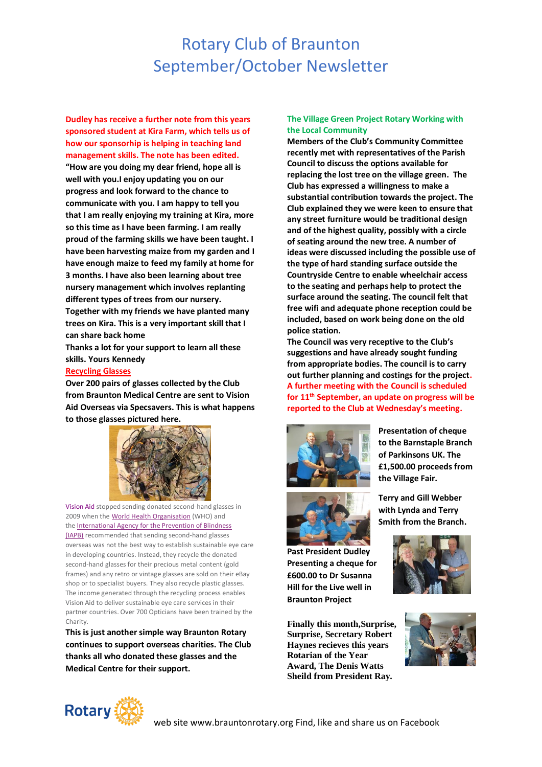# Rotary Club of Braunton September/October Newsletter

**Dudley has receive a further note from this years sponsored student at Kira Farm, which tells us of how our sponsorship is helping in teaching land management skills. The note has been edited.**

**"How are you doing my dear friend, hope all is well with you.I enjoy updating you on our progress and look forward to the chance to communicate with you. I am happy to tell you that I am really enjoying my training at Kira, more so this time as I have been farming. I am really proud of the farming skills we have been taught. I have been harvesting maize from my garden and I have enough maize to feed my family at home for 3 months. I have also been learning about tree nursery management which involves replanting different types of trees from our nursery. Together with my friends we have planted many trees on Kira. This is a very important skill that I can share back home**

**Thanks a lot for your support to learn all these skills. Yours Kennedy**

## Recycling Glasses

**Over 200 pairs of glasses collected by the Club from Braunton Medical Centre are sent to Vision Aid Overseas via Specsavers. This is what happens to those glasses pictured here.**

Vision Aid stopped sending donated second-hand glasses in 2009 when the World Health Organisation (WHO) and the International Agency for the Prevention of Blindness (IAPB) recommended that sending second-hand glasses overseas was not the best way to establish sustainable eye care in developing countries. Instead, they recycle the donated second-hand glasses for their precious metal content (gold frames) and any retro or vintage glasses are sold on their eBay shop or to specialist buyers. They also recycle plastic glasses. The income generated through the recycling process enables Vision Aid to deliver sustainable eye care services in their partner countries. Over 700 Opticians have been trained by the Charity.

**This is just another simple way Braunton Rotary continues to support overseas charities. The Club thanks all who donated these glasses and the Medical Centre for their support.**

## The Village Green Project Rotary Working with the Local Community

**Members of the Club's Community Committee recently met with representatives of the Parish Council to discuss the options available for replacing the lost tree on the village green. The Club has expressed a willingness to make a substantial contribution towards the project. The Club explained they we were keen to ensure that any street furniture would be traditional design and of the highest quality, possibly with a circle of seating around the new tree. A number of ideas were discussed including the possible use of the type of hard standing surface outside the Countryside Centre to enable wheelchair access to the seating and perhaps help to protect the surface around the seating. The council felt that free wifi and adequate phone reception could be included, based on work being done on the old police station.**

**The Council was very receptive to the Club's suggestions and have already sought funding from appropriate bodies. The council is to carry out further planning and costings for the project. A further meeting with the Council is scheduled for 11th September, an update on progress will be reported to the Club at Wednesday's meeting.**

**Presentation of cheque to the Barnstaple Branch of Parkinsons UK. The £1,500.00 proceeds from the Village Fair.**

**Terry and Gill Webber with Lynda and Terry Smith from the Branch.**

**Past President Dudley Presenting a cheque for £600.00 to Dr Susanna Hill for the Live well in Braunton Project**

**Finally this month,Surprise, Surprise, Secretary Robert Haynes recieves this years Rotarian of the Year Award, The Denis Watts Sheild from President Ray.**

web site www.brauntonrotary.org Find, like and share us on Facebook